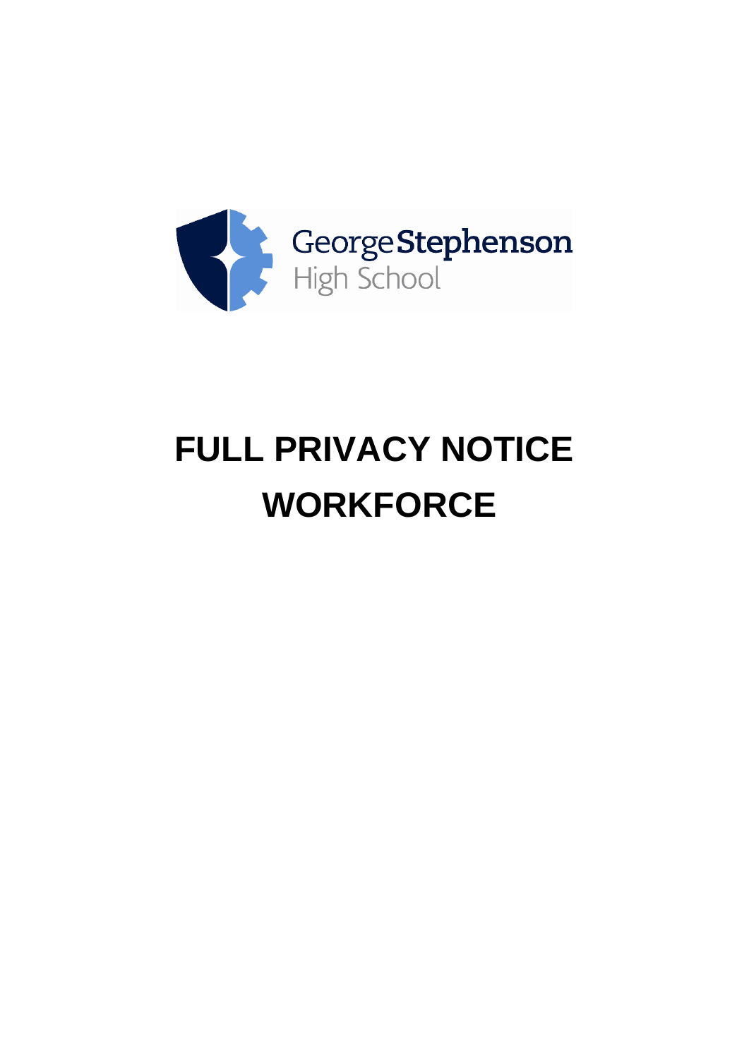George Stephenson High School

# FULL PRIVACY NOTICE WORKFORCE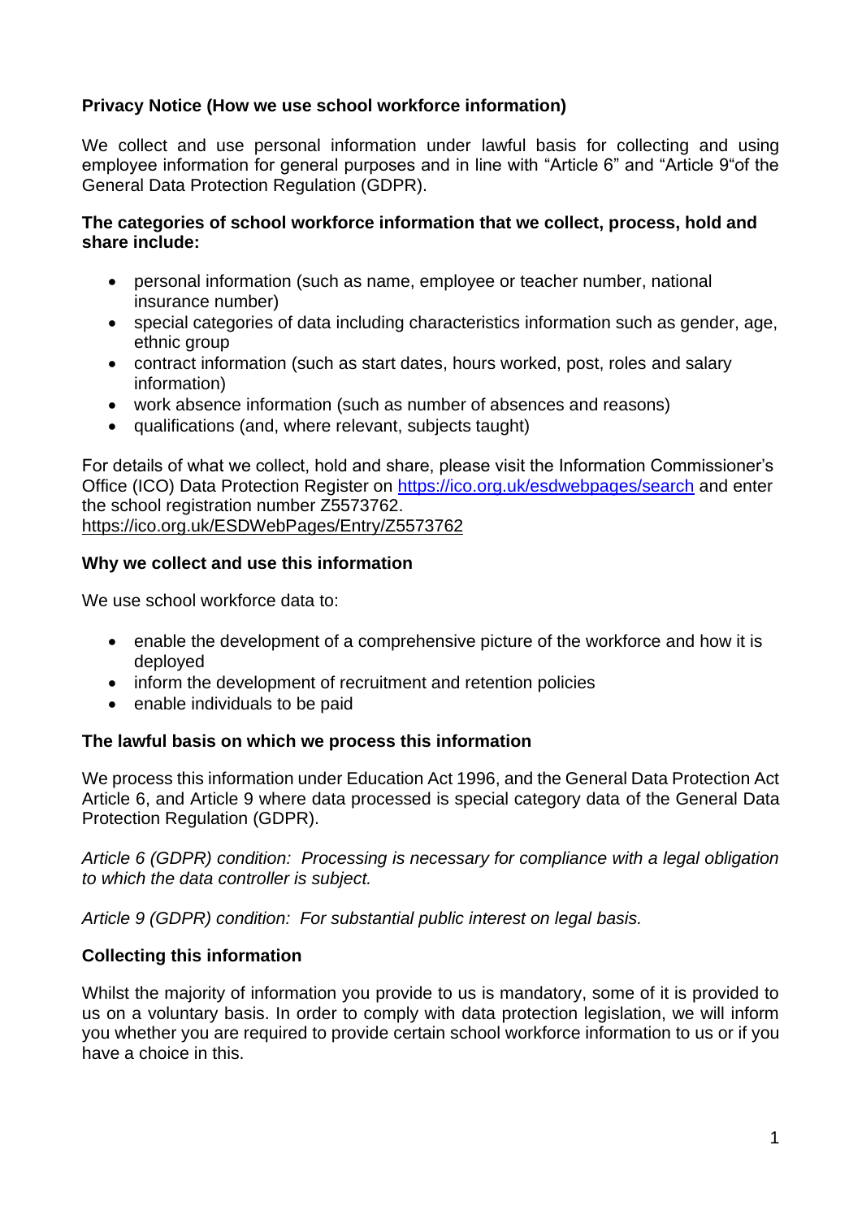## Privacy Notice (How we use school workforce information)

We collect and use personal information under lawful basis for collecting and using employee information for general purposes and in line with "Article 6" and "Article 9"of the General Data Protection Regulation (GDPR).

### The categories of school workforce information that we collect, process, hold and share include:

- personal information (such as name, employee or teacher number, national insurance number)
- special categories of data including characteristics information such as gender, age, ethnic group
- contract information (such as start dates, hours worked, post, roles and salary information)
- work absence information (such as number of absences and reasons)
- qualifications (and, where relevant, subjects taught)

For details of what we collect, hold and share, please visit the Information Commissioner's Office (ICO) Data Protection Register on https://ico.org.uk/esdwebpages/search and enter the school registration number Z5573762.
https://ico.org.uk/ESDWebPages/Entry/Z5573762

### Why we collect and use this information

We use school workforce data to:

- enable the development of a comprehensive picture of the workforce and how it is deployed
- inform the development of recruitment and retention policies
- enable individuals to be paid

### The lawful basis on which we process this information

We process this information under Education Act 1996, and the General Data Protection Act Article 6, and Article 9 where data processed is special category data of the General Data Protection Regulation (GDPR).

*Article 6 (GDPR) condition: Processing is necessary for compliance with a legal obligation to which the data controller is subject.*

*Article 9 (GDPR) condition: For substantial public interest on legal basis.*

### Collecting this information

Whilst the majority of information you provide to us is mandatory, some of it is provided to us on a voluntary basis. In order to comply with data protection legislation, we will inform you whether you are required to provide certain school workforce information to us or if you have a choice in this.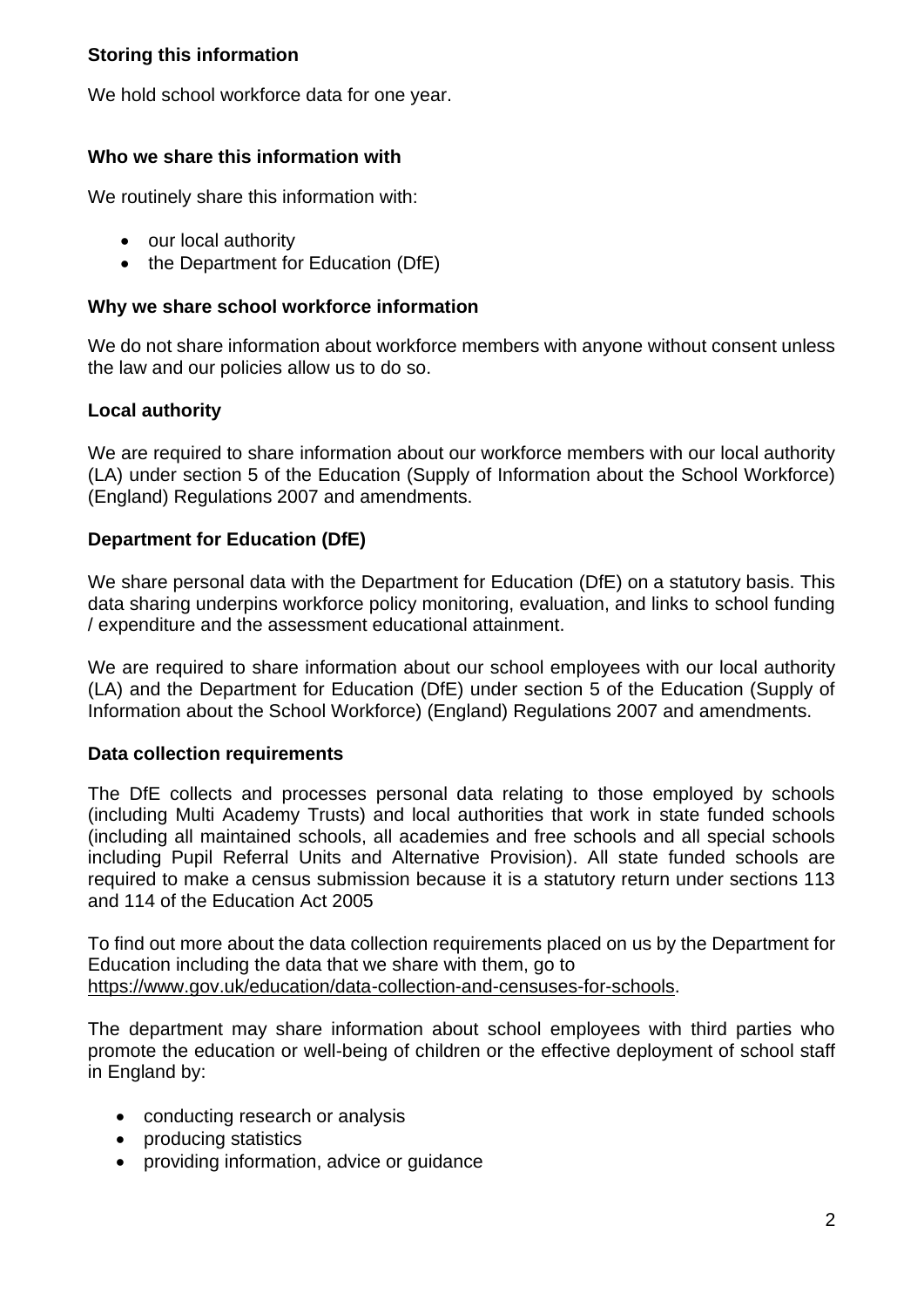### Storing this information

We hold school workforce data for one year.

### Who we share this information with

We routinely share this information with:

- our local authority
- the Department for Education (DfE)

### Why we share school workforce information

We do not share information about workforce members with anyone without consent unless the law and our policies allow us to do so.

### Local authority

We are required to share information about our workforce members with our local authority (LA) under section 5 of the Education (Supply of Information about the School Workforce) (England) Regulations 2007 and amendments.

### Department for Education (DfE)

We share personal data with the Department for Education (DfE) on a statutory basis. This data sharing underpins workforce policy monitoring, evaluation, and links to school funding / expenditure and the assessment educational attainment.

We are required to share information about our school employees with our local authority (LA) and the Department for Education (DfE) under section 5 of the Education (Supply of Information about the School Workforce) (England) Regulations 2007 and amendments.

### Data collection requirements

The DfE collects and processes personal data relating to those employed by schools (including Multi Academy Trusts) and local authorities that work in state funded schools (including all maintained schools, all academies and free schools and all special schools including Pupil Referral Units and Alternative Provision). All state funded schools are required to make a census submission because it is a statutory return under sections 113 and 114 of the Education Act 2005

To find out more about the data collection requirements placed on us by the Department for Education including the data that we share with them, go to https://www.gov.uk/education/data-collection-and-censuses-for-schools.

The department may share information about school employees with third parties who promote the education or well-being of children or the effective deployment of school staff in England by:

- conducting research or analysis
- producing statistics
- providing information, advice or guidance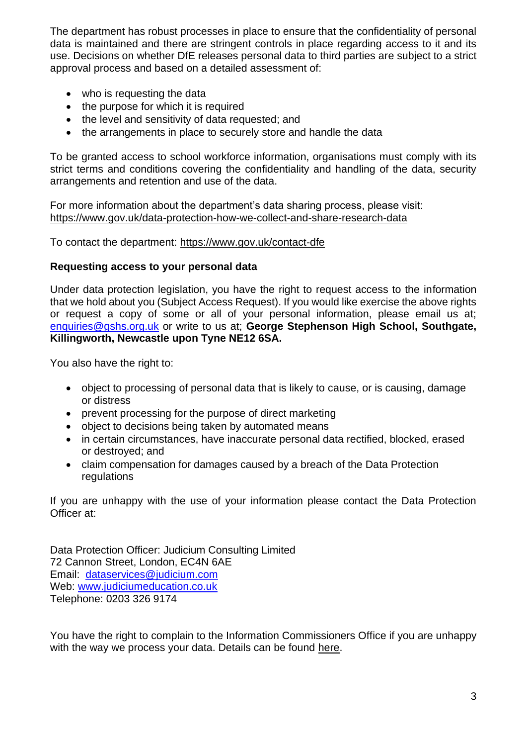The department has robust processes in place to ensure that the confidentiality of personal data is maintained and there are stringent controls in place regarding access to it and its use. Decisions on whether DfE releases personal data to third parties are subject to a strict approval process and based on a detailed assessment of:

- who is requesting the data
- the purpose for which it is required
- the level and sensitivity of data requested; and
- the arrangements in place to securely store and handle the data

To be granted access to school workforce information, organisations must comply with its strict terms and conditions covering the confidentiality and handling of the data, security arrangements and retention and use of the data.

For more information about the department's data sharing process, please visit: https://www.gov.uk/data-protection-how-we-collect-and-share-research-data

To contact the department: https://www.gov.uk/contact-dfe

**Requesting access to your personal data**

Under data protection legislation, you have the right to request access to the information that we hold about you (Subject Access Request). If you would like exercise the above rights or request a copy of some or all of your personal information, please email us at; enquiries@gshs.org.uk or write to us at; **George Stephenson High School, Southgate, Killingworth, Newcastle upon Tyne NE12 6SA.**

You also have the right to:

- object to processing of personal data that is likely to cause, or is causing, damage or distress
- prevent processing for the purpose of direct marketing
- object to decisions being taken by automated means
- in certain circumstances, have inaccurate personal data rectified, blocked, erased or destroyed; and
- claim compensation for damages caused by a breach of the Data Protection regulations

If you are unhappy with the use of your information please contact the Data Protection Officer at:

Data Protection Officer: Judicium Consulting Limited
72 Cannon Street, London, EC4N 6AE
Email: dataservices@judicium.com
Web: www.judiciumeducation.co.uk
Telephone: 0203 326 9174

You have the right to complain to the Information Commissioners Office if you are unhappy with the way we process your data. Details can be found here.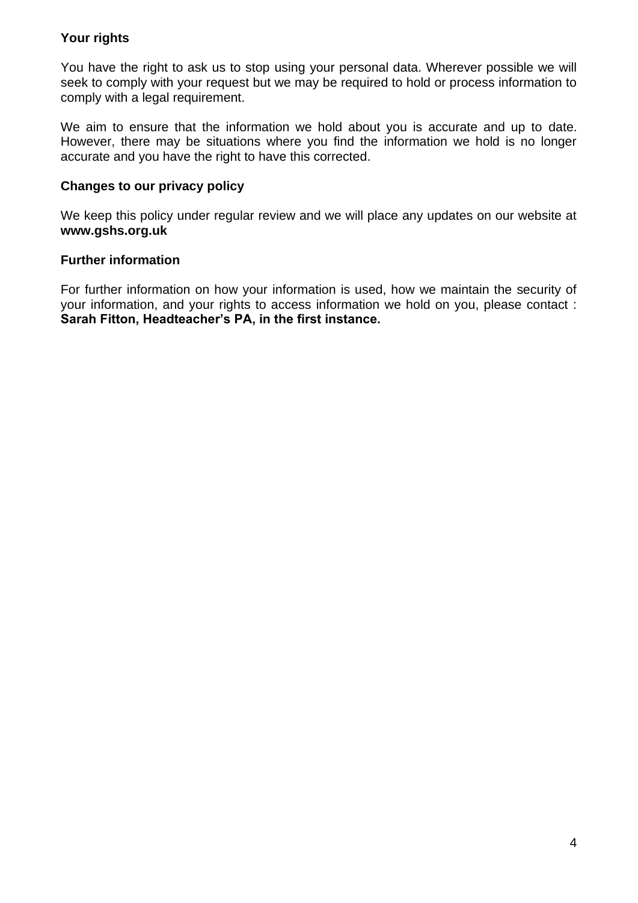### Your rights

You have the right to ask us to stop using your personal data. Wherever possible we will seek to comply with your request but we may be required to hold or process information to comply with a legal requirement.

We aim to ensure that the information we hold about you is accurate and up to date. However, there may be situations where you find the information we hold is no longer accurate and you have the right to have this corrected.

### Changes to our privacy policy

We keep this policy under regular review and we will place any updates on our website at **www.gshs.org.uk**

### Further information

For further information on how your information is used, how we maintain the security of your information, and your rights to access information we hold on you, please contact : **Sarah Fitton, Headteacher's PA, in the first instance.**